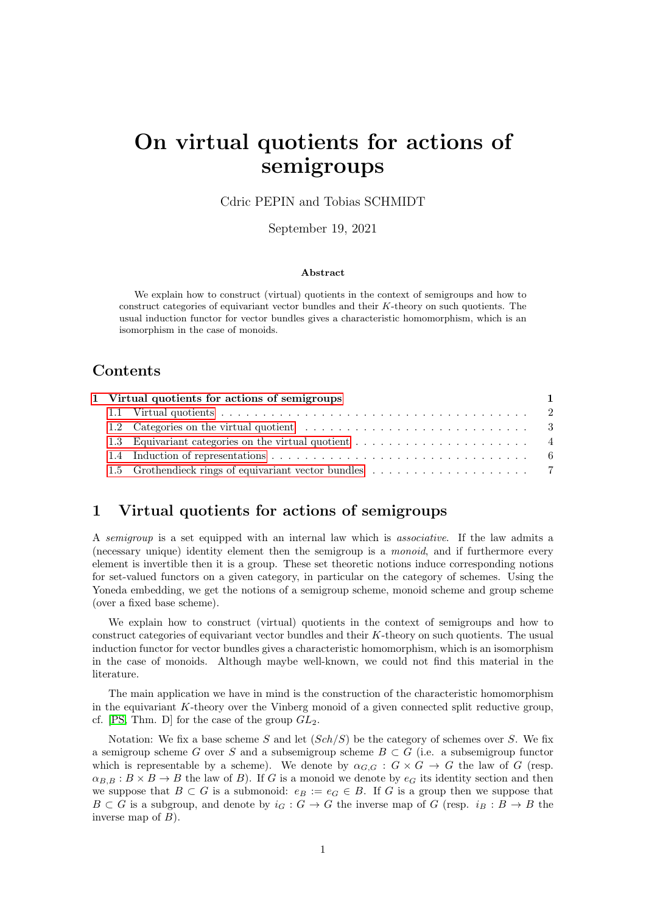# On virtual quotients for actions of semigroups

Cdric PEPIN and Tobias SCHMIDT

September 19, 2021

**Abstract**

We explain how to construct (virtual) quotients in the context of semigroups and how to construct categories of equivariant vector bundles and their $K$-theory on such quotients. The usual induction functor for vector bundles gives a characteristic homomorphism, which is an isomorphism in the case of monoids.

## Contents

- 1 Virtual quotients for actions of semigroups — 1
  - 1.1 Virtual quotients — 2
  - 1.2 Categories on the virtual quotient — 3
  - 1.3 Equivariant categories on the virtual quotient — 4
  - 1.4 Induction of representations — 6
  - 1.5 Grothendieck rings of equivariant vector bundles — 7

## 1 Virtual quotients for actions of semigroups

A *semigroup* is a set equipped with an internal law which is *associative*. If the law admits a (necessary unique) identity element then the semigroup is a *monoid*, and if furthermore every element is invertible then it is a group. These set theoretic notions induce corresponding notions for set-valued functors on a given category, in particular on the category of schemes. Using the Yoneda embedding, we get the notions of a semigroup scheme, monoid scheme and group scheme (over a fixed base scheme).

We explain how to construct (virtual) quotients in the context of semigroups and how to construct categories of equivariant vector bundles and their $K$-theory on such quotients. The usual induction functor for vector bundles gives a characteristic homomorphism, which is an isomorphism in the case of monoids. Although maybe well-known, we could not find this material in the literature.

The main application we have in mind is the construction of the characteristic homomorphism in the equivariant $K$-theory over the Vinberg monoid of a given connected split reductive group, cf. [PS, Thm. D] for the case of the group $GL_2$.

Notation: We fix a base scheme $S$ and let $(Sch/S)$ be the category of schemes over $S$. We fix a semigroup scheme $G$ over $S$ and a subsemigroup scheme $B \subset G$ (i.e. a subsemigroup functor which is representable by a scheme). We denote by $\alpha_{G,G} : G \times G \to G$ the law of $G$ (resp. $\alpha_{B,B} : B \times B \to B$ the law of $B$). If $G$ is a monoid we denote by $e_G$ its identity section and then we suppose that $B \subset G$ is a submonoid: $e_B := e_G \in B$. If $G$ is a group then we suppose that $B \subset G$ is a subgroup, and denote by $i_G : G \to G$ the inverse map of $G$ (resp. $i_B : B \to B$ the inverse map of $B$).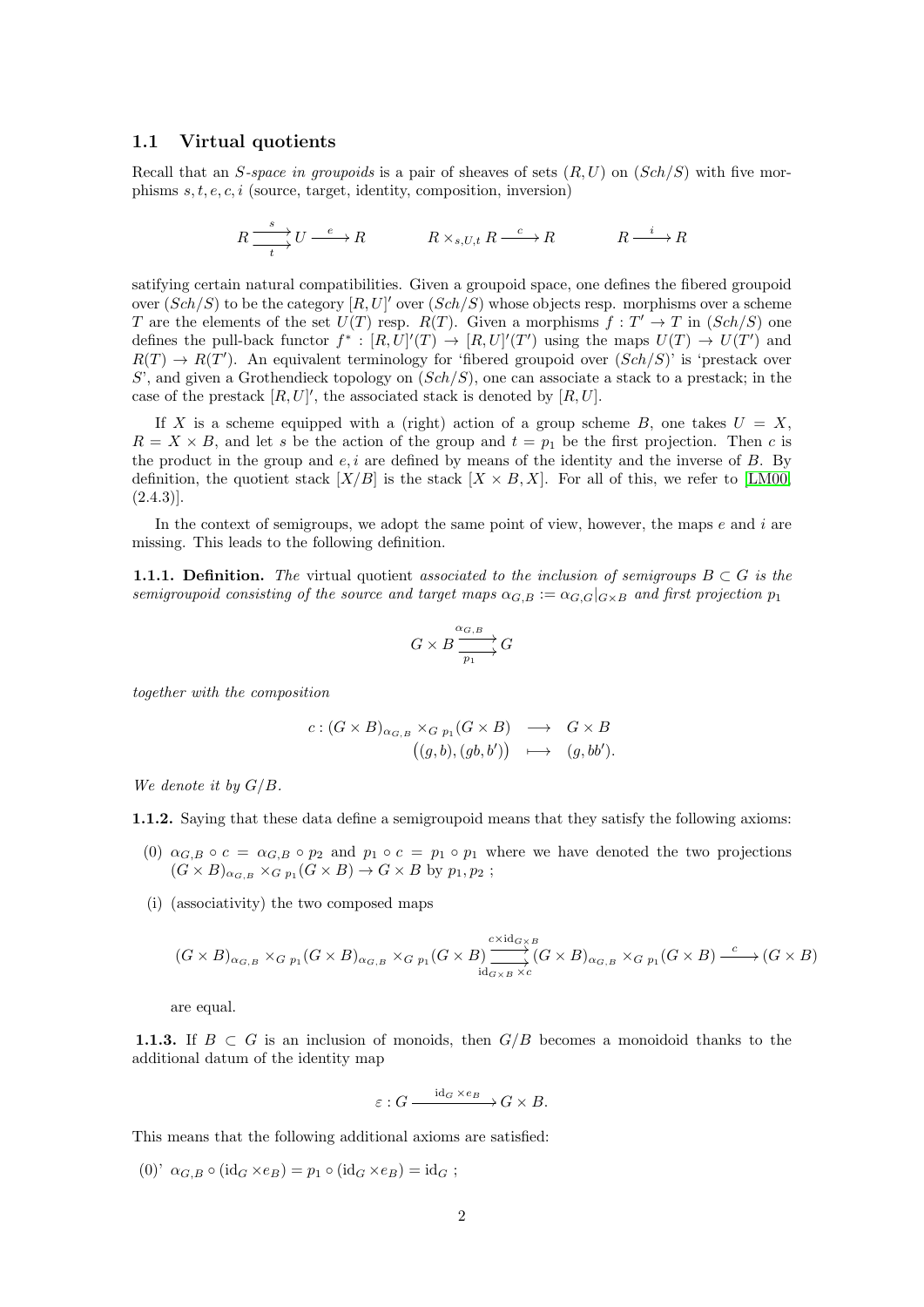## 1.1 Virtual quotients

Recall that an *S-space in groupoids* is a pair of sheaves of sets $(R, U)$ on $(Sch/S)$ with five morphisms $s, t, e, c, i$ (source, target, identity, composition, inversion)

$$R \underset{t}{\overset{s}{\rightrightarrows}} U \xrightarrow{\ e\ } R \qquad\qquad R \times_{s,U,t} R \xrightarrow{\ c\ } R \qquad\qquad R \xrightarrow{\ i\ } R$$

satifying certain natural compatibilities. Given a groupoid space, one defines the fibered groupoid over $(Sch/S)$ to be the category $[R, U]'$ over $(Sch/S)$ whose objects resp. morphisms over a scheme $T$ are the elements of the set $U(T)$ resp. $R(T)$. Given a morphisms $f : T' \to T$ in $(Sch/S)$ one defines the pull-back functor $f^* : [R, U]'(T) \to [R, U]'(T')$ using the maps $U(T) \to U(T')$ and $R(T) \to R(T')$. An equivalent terminology for 'fibered groupoid over $(Sch/S)$' is 'prestack over $S$', and given a Grothendieck topology on $(Sch/S)$, one can associate a stack to a prestack; in the case of the prestack $[R, U]'$, the associated stack is denoted by $[R, U]$.

If $X$ is a scheme equipped with a (right) action of a group scheme $B$, one takes $U = X$, $R = X \times B$, and let $s$ be the action of the group and $t = p_1$ be the first projection. Then $c$ is the product in the group and $e, i$ are defined by means of the identity and the inverse of $B$. By definition, the quotient stack $[X/B]$ is the stack $[X \times B, X]$. For all of this, we refer to [LM00, (2.4.3)].

In the context of semigroups, we adopt the same point of view, however, the maps $e$ and $i$ are missing. This leads to the following definition.

**1.1.1. Definition.** *The* virtual quotient *associated to the inclusion of semigroups $B \subset G$ is the semigroupoid consisting of the source and target maps $\alpha_{G,B} := \alpha_{G,G}|_{G\times B}$ and first projection $p_1$*

$$G \times B \underset{p_1}{\overset{\alpha_{G,B}}{\rightrightarrows}} G$$

*together with the composition*

$$\begin{array}{rccc} c : & (G \times B)_{\alpha_{G,B}} \times_{G\ p_1} (G \times B) & \longrightarrow & G \times B \\ & \big((g, b), (gb, b')\big) & \longmapsto & (g, bb'). \end{array}$$

*We denote it by $G/B$.*

**1.1.2.** Saying that these data define a semigroupoid means that they satisfy the following axioms:

(0) $\alpha_{G,B} \circ c = \alpha_{G,B} \circ p_2$ and $p_1 \circ c = p_1 \circ p_1$ where we have denoted the two projections $(G \times B)_{\alpha_{G,B}} \times_{G\ p_1} (G \times B) \to G \times B$ by $p_1, p_2$ ;

(i) (associativity) the two composed maps

$$(G \times B)_{\alpha_{G,B}} \times_{G\ p_1} (G \times B)_{\alpha_{G,B}} \times_{G\ p_1} (G \times B) \underset{\mathrm{id}_{G\times B} \times c}{\overset{c\times \mathrm{id}_{G\times B}}{\rightrightarrows}} (G \times B)_{\alpha_{G,B}} \times_{G\ p_1} (G \times B) \xrightarrow{\ c\ } (G \times B)$$

are equal.

**1.1.3.** If $B \subset G$ is an inclusion of monoids, then $G/B$ becomes a monoidoid thanks to the additional datum of the identity map

$$\varepsilon : G \xrightarrow{\ \mathrm{id}_G \times e_B\ } G \times B.$$

This means that the following additional axioms are satisfied:

(0)' $\alpha_{G,B} \circ (\mathrm{id}_G \times e_B) = p_1 \circ (\mathrm{id}_G \times e_B) = \mathrm{id}_G$ ;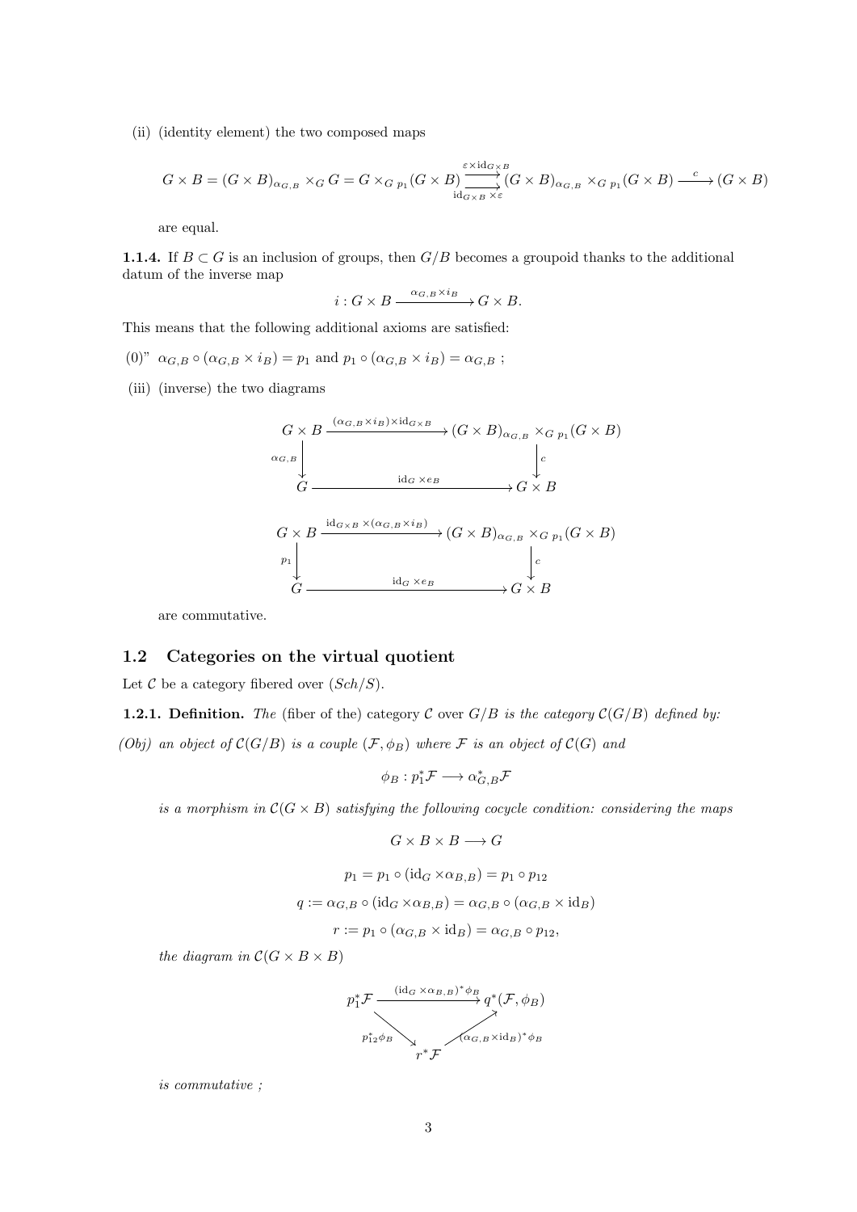(ii) (identity element) the two composed maps

$$G \times B = (G\times B)_{\alpha_{G,B}} \times_G G = G \times_{G\ p_1} (G\times B) \overset{\varepsilon\times \mathrm{id}_{G\times B}}{\underset{\mathrm{id}_{G\times B}\times\varepsilon}{\rightrightarrows}} (G\times B)_{\alpha_{G,B}} \times_{G\ p_1} (G\times B) \xrightarrow{\ c\ } (G\times B)$$

are equal.

**1.1.4.** If $B \subset G$ is an inclusion of groups, then $G/B$ becomes a groupoid thanks to the additional datum of the inverse map

$$i : G\times B \xrightarrow{\alpha_{G,B}\times i_B} G\times B.$$

This means that the following additional axioms are satisfied:

(0)" $\alpha_{G,B} \circ (\alpha_{G,B}\times i_B) = p_1$ and $p_1 \circ (\alpha_{G,B}\times i_B) = \alpha_{G,B}$ ;

(iii) (inverse) the two diagrams

$$\begin{array}{ccc}
G\times B & \xrightarrow{(\alpha_{G,B}\times i_B)\times \mathrm{id}_{G\times B}} & (G\times B)_{\alpha_{G,B}} \times_{G\ p_1} (G\times B) \\
{\scriptstyle \alpha_{G,B}}\downarrow & & \downarrow{\scriptstyle c} \\
G & \xrightarrow{\mathrm{id}_G\times e_B} & G\times B
\end{array}$$

$$\begin{array}{ccc}
G\times B & \xrightarrow{\mathrm{id}_{G\times B}\times(\alpha_{G,B}\times i_B)} & (G\times B)_{\alpha_{G,B}} \times_{G\ p_1} (G\times B) \\
{\scriptstyle p_1}\downarrow & & \downarrow{\scriptstyle c} \\
G & \xrightarrow{\mathrm{id}_G\times e_B} & G\times B
\end{array}$$

are commutative.

## 1.2 Categories on the virtual quotient

Let $\mathcal{C}$ be a category fibered over $(Sch/S)$.

**1.2.1. Definition.** *The* (fiber of the) category $\mathcal{C}$ over $G/B$ *is the category* $\mathcal{C}(G/B)$ *defined by:*

*(Obj) an object of* $\mathcal{C}(G/B)$ *is a couple* $(\mathcal{F}, \phi_B)$ *where* $\mathcal{F}$ *is an object of* $\mathcal{C}(G)$ *and*

$$\phi_B : p_1^*\mathcal{F} \longrightarrow \alpha_{G,B}^*\mathcal{F}$$

*is a morphism in* $\mathcal{C}(G\times B)$ *satisfying the following cocycle condition: considering the maps*

$$G\times B\times B \longrightarrow G$$

$$p_1 = p_1 \circ (\mathrm{id}_G \times \alpha_{B,B}) = p_1 \circ p_{12}$$

$$q := \alpha_{G,B} \circ (\mathrm{id}_G \times \alpha_{B,B}) = \alpha_{G,B}\circ(\alpha_{G,B}\times \mathrm{id}_B)$$

$$r := p_1 \circ (\alpha_{G,B}\times \mathrm{id}_B) = \alpha_{G,B}\circ p_{12},$$

*the diagram in* $\mathcal{C}(G\times B\times B)$

$$\begin{array}{ccc}
p_1^*\mathcal{F} & \xrightarrow{(\mathrm{id}_G\times\alpha_{B,B})^*\phi_B} & q^*(\mathcal{F},\phi_B) \\
& {\scriptstyle p_{12}^*\phi_B}\searrow \qquad \nearrow{\scriptstyle (\alpha_{G,B}\times \mathrm{id}_B)^*\phi_B} & \\
& r^*\mathcal{F} &
\end{array}$$

*is commutative ;*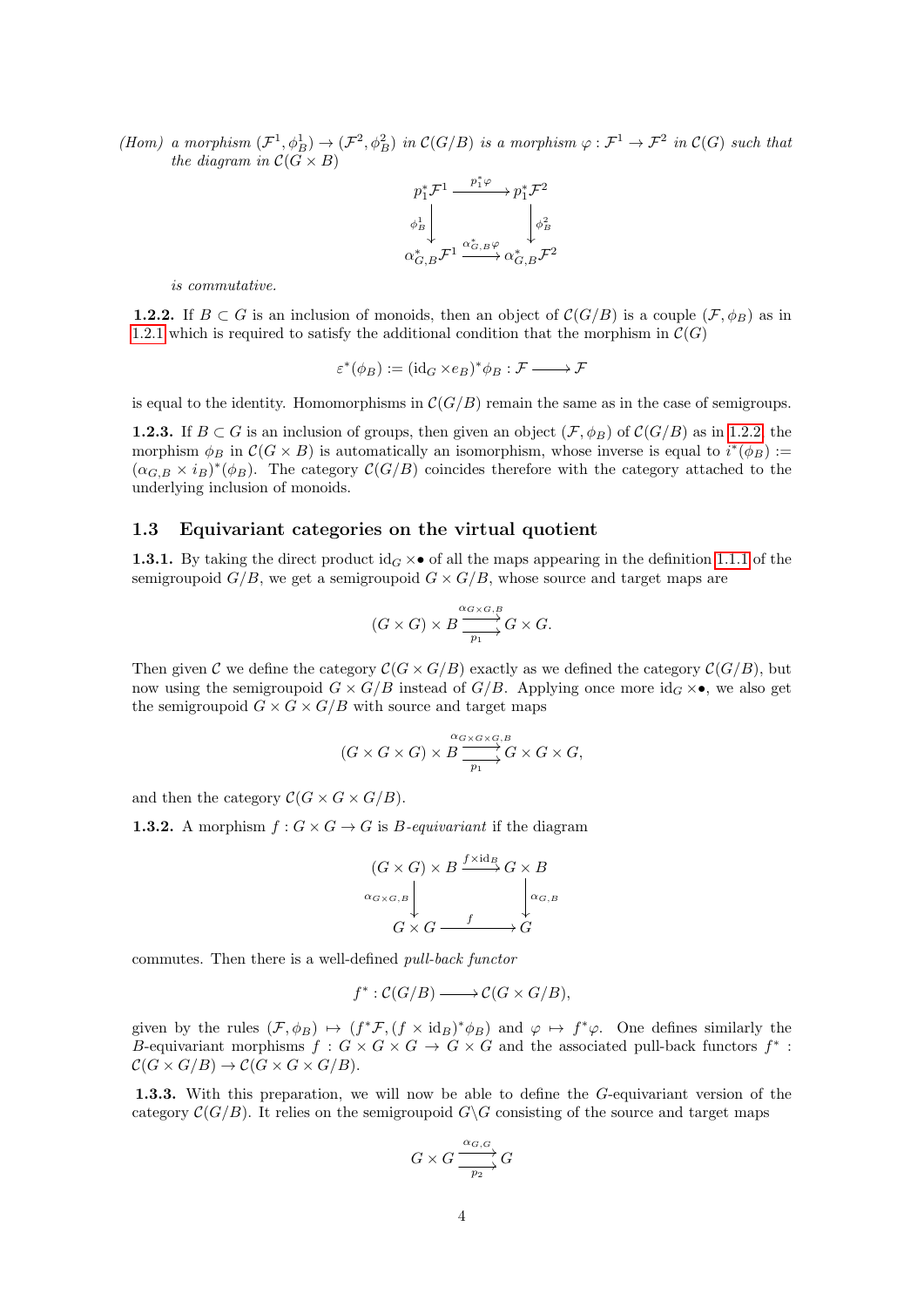(Hom) *a morphism* $(\mathcal{F}^1, \phi_B^1) \to (\mathcal{F}^2, \phi_B^2)$ *in* $\mathcal{C}(G/B)$ *is a morphism* $\varphi : \mathcal{F}^1 \to \mathcal{F}^2$ *in* $\mathcal{C}(G)$ *such that the diagram in* $\mathcal{C}(G \times B)$

$$\begin{array}{ccc} p_1^*\mathcal{F}^1 & \xrightarrow{p_1^*\varphi} & p_1^*\mathcal{F}^2 \\ \phi_B^1 \downarrow & & \downarrow \phi_B^2 \\ \alpha_{G,B}^*\mathcal{F}^1 & \xrightarrow{\alpha_{G,B}^*\varphi} & \alpha_{G,B}^*\mathcal{F}^2 \end{array}$$

*is commutative.*

**1.2.2.** If $B \subset G$ is an inclusion of monoids, then an object of $\mathcal{C}(G/B)$ is a couple $(\mathcal{F}, \phi_B)$ as in 1.2.1 which is required to satisfy the additional condition that the morphism in $\mathcal{C}(G)$

$$\varepsilon^*(\phi_B) := (\mathrm{id}_G \times e_B)^* \phi_B : \mathcal{F} \longrightarrow \mathcal{F}$$

is equal to the identity. Homomorphisms in $\mathcal{C}(G/B)$ remain the same as in the case of semigroups.

**1.2.3.** If $B \subset G$ is an inclusion of groups, then given an object $(\mathcal{F}, \phi_B)$ of $\mathcal{C}(G/B)$ as in 1.2.2 the morphism $\phi_B$ in $\mathcal{C}(G \times B)$ is automatically an isomorphism, whose inverse is equal to $i^*(\phi_B) := (\alpha_{G,B} \times i_B)^*(\phi_B)$. The category $\mathcal{C}(G/B)$ coincides therefore with the category attached to the underlying inclusion of monoids.

## 1.3 Equivariant categories on the virtual quotient

**1.3.1.** By taking the direct product $\mathrm{id}_G \times \bullet$ of all the maps appearing in the definition 1.1.1 of the semigroupoid $G/B$, we get a semigroupoid $G \times G/B$, whose source and target maps are

$$(G \times G) \times B \underset{p_1}{\overset{\alpha_{G \times G, B}}{\rightrightarrows}} G \times G.$$

Then given $\mathcal{C}$ we define the category $\mathcal{C}(G \times G/B)$ exactly as we defined the category $\mathcal{C}(G/B)$, but now using the semigroupoid $G \times G/B$ instead of $G/B$. Applying once more $\mathrm{id}_G \times \bullet$, we also get the semigroupoid $G \times G \times G/B$ with source and target maps

$$(G \times G \times G) \times B \underset{p_1}{\overset{\alpha_{G \times G \times G, B}}{\rightrightarrows}} G \times G \times G,$$

and then the category $\mathcal{C}(G \times G \times G/B)$.

**1.3.2.** A morphism $f : G \times G \to G$ is $B$-*equivariant* if the diagram

$$\begin{array}{ccc} (G \times G) \times B & \xrightarrow{f \times \mathrm{id}_B} & G \times B \\ \alpha_{G \times G, B} \downarrow & & \downarrow \alpha_{G,B} \\ G \times G & \xrightarrow{f} & G \end{array}$$

commutes. Then there is a well-defined *pull-back functor*

$$f^* : \mathcal{C}(G/B) \longrightarrow \mathcal{C}(G \times G/B),$$

given by the rules $(\mathcal{F}, \phi_B) \mapsto (f^*\mathcal{F}, (f \times \mathrm{id}_B)^*\phi_B)$ and $\varphi \mapsto f^*\varphi$. One defines similarly the $B$-equivariant morphisms $f : G \times G \times G \to G \times G$ and the associated pull-back functors $f^* : \mathcal{C}(G \times G/B) \to \mathcal{C}(G \times G \times G/B)$.

**1.3.3.** With this preparation, we will now be able to define the $G$-equivariant version of the category $\mathcal{C}(G/B)$. It relies on the semigroupoid $G \backslash G$ consisting of the source and target maps

$$G \times G \underset{p_2}{\overset{\alpha_{G,G}}{\rightrightarrows}} G$$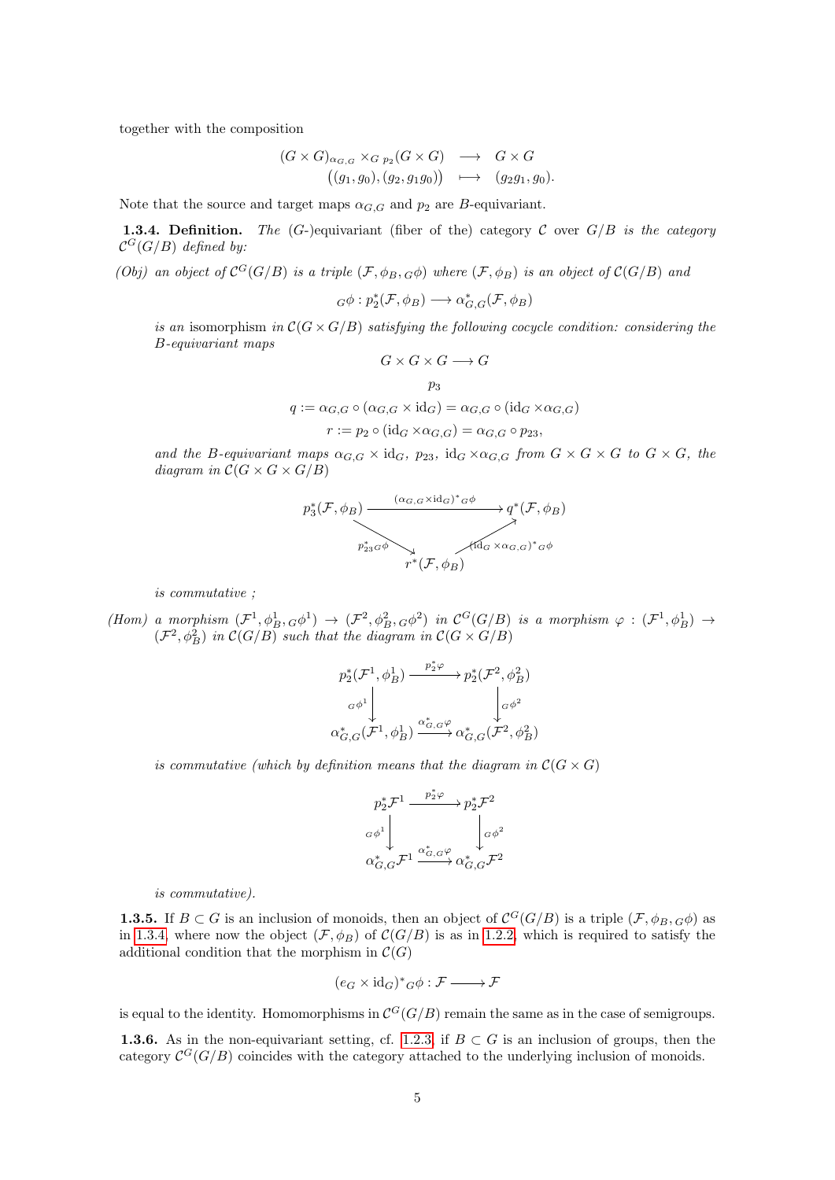together with the composition

$$\begin{array}{rcl} (G\times G)_{\alpha_{G,G}} \times_{G} {}_{p_2}(G\times G) & \longrightarrow & G\times G \\ \big((g_1,g_0),(g_2,g_1g_0)\big) & \longmapsto & (g_2g_1,g_0). \end{array}$$

Note that the source and target maps $\alpha_{G,G}$ and $p_2$ are $B$-equivariant.

**1.3.4. Definition.** *The ($G$-)equivariant (fiber of the) category $\mathcal{C}$ over $G/B$ is the category $\mathcal{C}^G(G/B)$ defined by:*

*(Obj) an object of $\mathcal{C}^G(G/B)$ is a triple $(\mathcal{F},\phi_B,{}_G\phi)$ where $(\mathcal{F},\phi_B)$ is an object of $\mathcal{C}(G/B)$ and*

$${}_G\phi : p_2^*(\mathcal{F},\phi_B) \longrightarrow \alpha_{G,G}^*(\mathcal{F},\phi_B)$$

*is an* isomorphism *in $\mathcal{C}(G\times G/B)$ satisfying the following cocycle condition: considering the $B$-equivariant maps*

$$G\times G\times G \longrightarrow G$$

$$p_3$$

$$q := \alpha_{G,G}\circ(\alpha_{G,G}\times \mathrm{id}_G) = \alpha_{G,G}\circ(\mathrm{id}_G\times\alpha_{G,G})$$

$$r := p_2\circ(\mathrm{id}_G\times\alpha_{G,G}) = \alpha_{G,G}\circ p_{23},$$

*and the $B$-equivariant maps $\alpha_{G,G}\times\mathrm{id}_G$, $p_{23}$, $\mathrm{id}_G\times\alpha_{G,G}$ from $G\times G\times G$ to $G\times G$, the diagram in $\mathcal{C}(G\times G\times G/B)$*

$$\begin{array}{ccc} p_3^*(\mathcal{F},\phi_B) & \xrightarrow{(\alpha_{G,G}\times\mathrm{id}_G)^*{}_G\phi} & q^*(\mathcal{F},\phi_B) \\ & {\scriptstyle p_{23}^*{}_G\phi}\searrow \quad\quad \nearrow{\scriptstyle (\mathrm{id}_G\times\alpha_{G,G})^*{}_G\phi} & \\ & r^*(\mathcal{F},\phi_B) & \end{array}$$

*is commutative ;*

*(Hom) a morphism $(\mathcal{F}^1,\phi_B^1,{}_G\phi^1)\to(\mathcal{F}^2,\phi_B^2,{}_G\phi^2)$ in $\mathcal{C}^G(G/B)$ is a morphism $\varphi:(\mathcal{F}^1,\phi_B^1)\to(\mathcal{F}^2,\phi_B^2)$ in $\mathcal{C}(G/B)$ such that the diagram in $\mathcal{C}(G\times G/B)$*

$$\begin{array}{ccc} p_2^*(\mathcal{F}^1,\phi_B^1) & \xrightarrow{p_2^*\varphi} & p_2^*(\mathcal{F}^2,\phi_B^2) \\ {\scriptstyle {}_G\phi^1}\downarrow & & \downarrow{\scriptstyle {}_G\phi^2} \\ \alpha_{G,G}^*(\mathcal{F}^1,\phi_B^1) & \xrightarrow{\alpha_{G,G}^*\varphi} & \alpha_{G,G}^*(\mathcal{F}^2,\phi_B^2) \end{array}$$

*is commutative (which by definition means that the diagram in $\mathcal{C}(G\times G)$*

$$\begin{array}{ccc} p_2^*\mathcal{F}^1 & \xrightarrow{p_2^*\varphi} & p_2^*\mathcal{F}^2 \\ {\scriptstyle {}_G\phi^1}\downarrow & & \downarrow{\scriptstyle {}_G\phi^2} \\ \alpha_{G,G}^*\mathcal{F}^1 & \xrightarrow{\alpha_{G,G}^*\varphi} & \alpha_{G,G}^*\mathcal{F}^2 \end{array}$$

*is commutative).*

**1.3.5.** If $B\subset G$ is an inclusion of monoids, then an object of $\mathcal{C}^G(G/B)$ is a triple $(\mathcal{F},\phi_B,{}_G\phi)$ as in 1.3.4, where now the object $(\mathcal{F},\phi_B)$ of $\mathcal{C}(G/B)$ is as in 1.2.2, which is required to satisfy the additional condition that the morphism in $\mathcal{C}(G)$

$$(e_G\times\mathrm{id}_G)^*{}_G\phi : \mathcal{F} \longrightarrow \mathcal{F}$$

is equal to the identity. Homomorphisms in $\mathcal{C}^G(G/B)$ remain the same as in the case of semigroups.

**1.3.6.** As in the non-equivariant setting, cf. 1.2.3, if $B\subset G$ is an inclusion of groups, then the category $\mathcal{C}^G(G/B)$ coincides with the category attached to the underlying inclusion of monoids.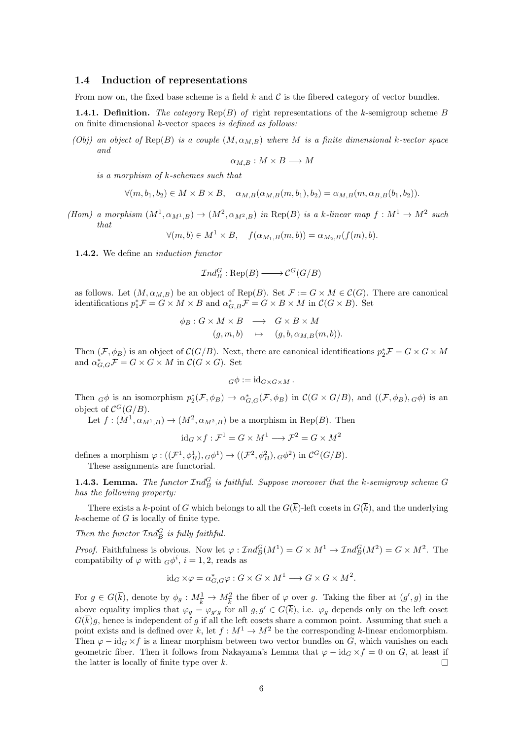### 1.4 Induction of representations

From now on, the fixed base scheme is a field $k$ and $\mathcal{C}$ is the fibered category of vector bundles.

**1.4.1. Definition.** *The category* $\mathrm{Rep}(B)$ *of* right representations of the $k$-semigroup scheme $B$ on finite dimensional $k$-vector spaces *is defined as follows:*

*(Obj) an object of* $\mathrm{Rep}(B)$ *is a couple* $(M, \alpha_{M,B})$ *where* $M$ *is a finite dimensional* $k$*-vector space and*

$$\alpha_{M,B} : M \times B \longrightarrow M$$

*is a morphism of* $k$*-schemes such that*

$$\forall (m, b_1, b_2) \in M \times B \times B, \quad \alpha_{M,B}(\alpha_{M,B}(m, b_1), b_2) = \alpha_{M,B}(m, \alpha_{B,B}(b_1, b_2)).$$

*(Hom) a morphism* $(M^1, \alpha_{M^1,B}) \to (M^2, \alpha_{M^2,B})$ *in* $\mathrm{Rep}(B)$ *is a* $k$*-linear map* $f : M^1 \to M^2$ *such that*

$$\forall (m, b) \in M^1 \times B, \quad f(\alpha_{M_1,B}(m, b)) = \alpha_{M_2,B}(f(m), b).$$

**1.4.2.** We define an *induction functor*

$$\mathcal{I}nd_B^G : \mathrm{Rep}(B) \longrightarrow \mathcal{C}^G(G/B)$$

as follows. Let $(M, \alpha_{M,B})$ be an object of $\mathrm{Rep}(B)$. Set $\mathcal{F} := G \times M \in \mathcal{C}(G)$. There are canonical identifications $p_1^* \mathcal{F} = G \times M \times B$ and $\alpha_{G,B}^* \mathcal{F} = G \times B \times M$ in $\mathcal{C}(G \times B)$. Set

$$\begin{array}{rcl} \phi_B : G \times M \times B & \longrightarrow & G \times B \times M \\ (g, m, b) & \mapsto & (g, b, \alpha_{M,B}(m, b)). \end{array}$$

Then $(\mathcal{F}, \phi_B)$ is an object of $\mathcal{C}(G/B)$. Next, there are canonical identifications $p_2^* \mathcal{F} = G \times G \times M$ and $\alpha_{G,G}^* \mathcal{F} = G \times G \times M$ in $\mathcal{C}(G \times G)$. Set

$$_G\phi := \mathrm{id}_{G \times G \times M}.$$

Then $_G\phi$ is an isomorphism $p_2^*(\mathcal{F}, \phi_B) \to \alpha_{G,G}^*(\mathcal{F}, \phi_B)$ in $\mathcal{C}(G \times G/B)$, and $((\mathcal{F}, \phi_B), {_G\phi})$ is an object of $\mathcal{C}^G(G/B)$.

Let $f : (M^1, \alpha_{M^1,B}) \to (M^2, \alpha_{M^2,B})$ be a morphism in $\mathrm{Rep}(B)$. Then

$$\mathrm{id}_G \times f : \mathcal{F}^1 = G \times M^1 \longrightarrow \mathcal{F}^2 = G \times M^2$$

defines a morphism $\varphi : ((\mathcal{F}^1, \phi_B^1), {_G\phi^1}) \to ((\mathcal{F}^2, \phi_B^2), {_G\phi^2})$ in $\mathcal{C}^G(G/B)$.

These assignments are functorial.

**1.4.3. Lemma.** *The functor* $\mathcal{I}nd_B^G$ *is faithful. Suppose moreover that the* $k$*-semigroup scheme* $G$ *has the following property:*

There exists a $k$-point of $G$ which belongs to all the $G(\overline{k})$-left cosets in $G(\overline{k})$, and the underlying $k$-scheme of $G$ is locally of finite type.

*Then the functor* $\mathcal{I}nd_B^G$ *is fully faithful.*

*Proof.* Faithfulness is obvious. Now let $\varphi : \mathcal{I}nd_B^G(M^1) = G \times M^1 \to \mathcal{I}nd_B^G(M^2) = G \times M^2$. The compatibilty of $\varphi$ with $_G\phi^i$, $i = 1, 2$, reads as

$$\mathrm{id}_G \times \varphi = \alpha_{G,G}^* \varphi : G \times G \times M^1 \longrightarrow G \times G \times M^2.$$

For $g \in G(\overline{k})$, denote by $\phi_g : M^1_{\overline{k}} \to M^2_{\overline{k}}$ the fiber of $\varphi$ over $g$. Taking the fiber at $(g', g)$ in the above equality implies that $\varphi_g = \varphi_{g'g}$ for all $g, g' \in G(\overline{k})$, i.e. $\varphi_g$ depends only on the left coset $G(\overline{k})g$, hence is independent of $g$ if all the left cosets share a common point. Assuming that such a point exists and is defined over $k$, let $f : M^1 \to M^2$ be the corresponding $k$-linear endomorphism. Then $\varphi - \mathrm{id}_G \times f$ is a linear morphism between two vector bundles on $G$, which vanishes on each geometric fiber. Then it follows from Nakayama's Lemma that $\varphi - \mathrm{id}_G \times f = 0$ on $G$, at least if the latter is locally of finite type over $k$. $\square$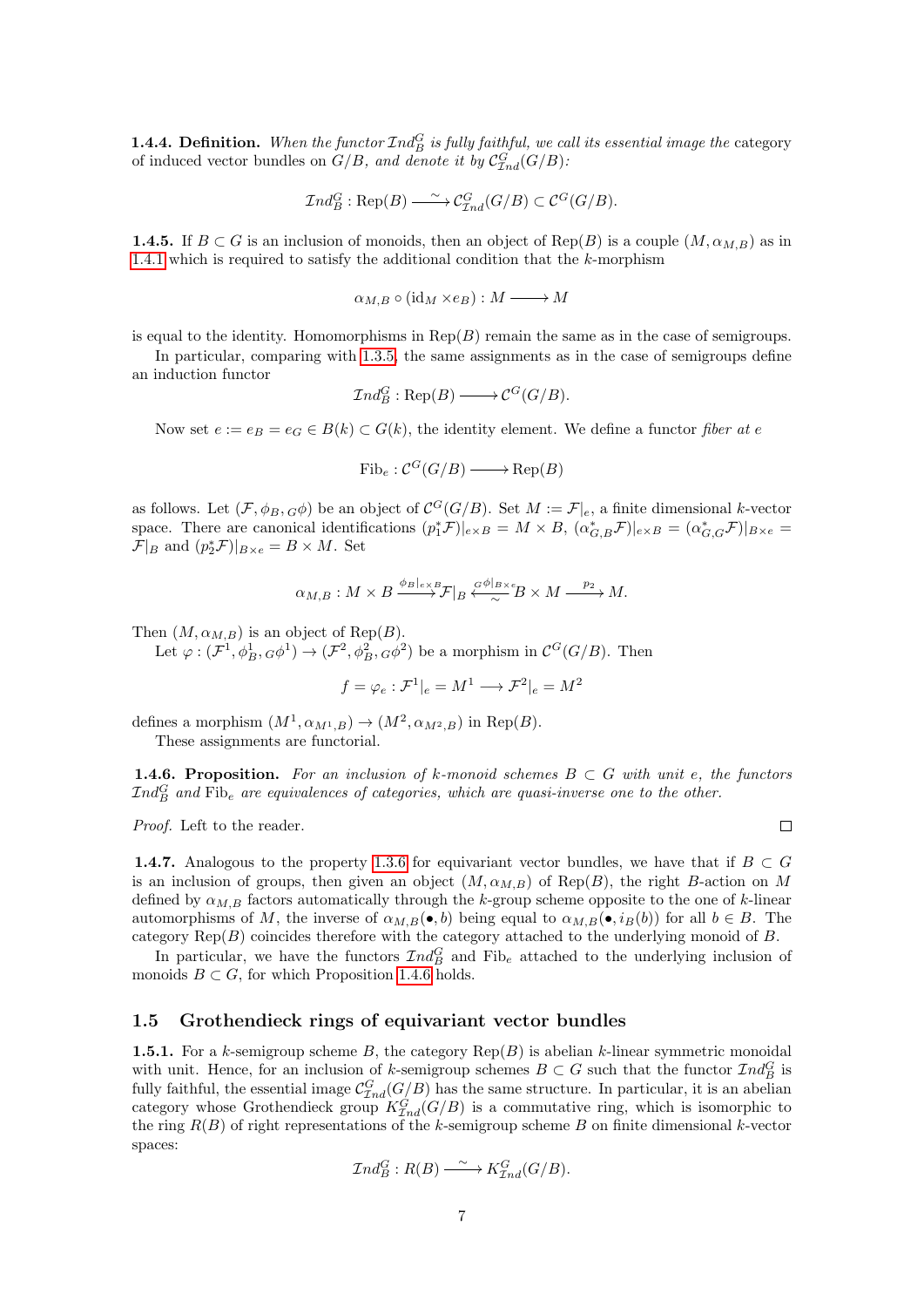**1.4.4. Definition.** *When the functor $\mathcal{I}nd_B^G$ is fully faithful, we call its essential image the* category of induced vector bundles on $G/B$*, and denote it by $\mathcal{C}^G_{\mathcal{I}nd}(G/B)$:*

$$\mathcal{I}nd_B^G : \mathrm{Rep}(B) \xrightarrow{\sim} \mathcal{C}^G_{\mathcal{I}nd}(G/B) \subset \mathcal{C}^G(G/B).$$

**1.4.5.** If $B \subset G$ is an inclusion of monoids, then an object of $\mathrm{Rep}(B)$ is a couple $(M, \alpha_{M,B})$ as in 1.4.1 which is required to satisfy the additional condition that the $k$-morphism

$$\alpha_{M,B} \circ (\mathrm{id}_M \times e_B) : M \longrightarrow M$$

is equal to the identity. Homomorphisms in $\mathrm{Rep}(B)$ remain the same as in the case of semigroups.

In particular, comparing with 1.3.5, the same assignments as in the case of semigroups define an induction functor

$$\mathcal{I}nd_B^G : \mathrm{Rep}(B) \longrightarrow \mathcal{C}^G(G/B).$$

Now set $e := e_B = e_G \in B(k) \subset G(k)$, the identity element. We define a functor *fiber at $e$*

$$\mathrm{Fib}_e : \mathcal{C}^G(G/B) \longrightarrow \mathrm{Rep}(B)$$

as follows. Let $(\mathcal{F}, \phi_B, {}_G\phi)$ be an object of $\mathcal{C}^G(G/B)$. Set $M := \mathcal{F}|_e$, a finite dimensional $k$-vector space. There are canonical identifications $(p_1^*\mathcal{F})|_{e\times B} = M \times B$, $(\alpha^*_{G,B}\mathcal{F})|_{e\times B} = (\alpha^*_{G,G}\mathcal{F})|_{B\times e} = \mathcal{F}|_B$ and $(p_2^*\mathcal{F})|_{B\times e} = B \times M$. Set

$$\alpha_{M,B} : M \times B \xrightarrow{\phi_B|_{e\times B}} \mathcal{F}|_B \xleftarrow[\sim]{{}_G\phi|_{B\times e}} B \times M \xrightarrow{p_2} M.$$

Then $(M, \alpha_{M,B})$ is an object of $\mathrm{Rep}(B)$.

Let $\varphi : (\mathcal{F}^1, \phi^1_B, {}_G\phi^1) \to (\mathcal{F}^2, \phi^2_B, {}_G\phi^2)$ be a morphism in $\mathcal{C}^G(G/B)$. Then

$$f = \varphi_e : \mathcal{F}^1|_e = M^1 \longrightarrow \mathcal{F}^2|_e = M^2$$

defines a morphism $(M^1, \alpha_{M^1,B}) \to (M^2, \alpha_{M^2,B})$ in $\mathrm{Rep}(B)$.

These assignments are functorial.

**1.4.6. Proposition.** *For an inclusion of $k$-monoid schemes $B \subset G$ with unit $e$, the functors $\mathcal{I}nd_B^G$ and $\mathrm{Fib}_e$ are equivalences of categories, which are quasi-inverse one to the other.*

*Proof.* Left to the reader. □

**1.4.7.** Analogous to the property 1.3.6 for equivariant vector bundles, we have that if $B \subset G$ is an inclusion of groups, then given an object $(M, \alpha_{M,B})$ of $\mathrm{Rep}(B)$, the right $B$-action on $M$ defined by $\alpha_{M,B}$ factors automatically through the $k$-group scheme opposite to the one of $k$-linear automorphisms of $M$, the inverse of $\alpha_{M,B}(\bullet, b)$ being equal to $\alpha_{M,B}(\bullet, i_B(b))$ for all $b \in B$. The category $\mathrm{Rep}(B)$ coincides therefore with the category attached to the underlying monoid of $B$.

In particular, we have the functors $\mathcal{I}nd_B^G$ and $\mathrm{Fib}_e$ attached to the underlying inclusion of monoids $B \subset G$, for which Proposition 1.4.6 holds.

## 1.5 Grothendieck rings of equivariant vector bundles

**1.5.1.** For a $k$-semigroup scheme $B$, the category $\mathrm{Rep}(B)$ is abelian $k$-linear symmetric monoidal with unit. Hence, for an inclusion of $k$-semigroup schemes $B \subset G$ such that the functor $\mathcal{I}nd_B^G$ is fully faithful, the essential image $\mathcal{C}^G_{\mathcal{I}nd}(G/B)$ has the same structure. In particular, it is an abelian category whose Grothendieck group $K^G_{\mathcal{I}nd}(G/B)$ is a commutative ring, which is isomorphic to the ring $R(B)$ of right representations of the $k$-semigroup scheme $B$ on finite dimensional $k$-vector spaces:

$$\mathcal{I}nd_B^G : R(B) \xrightarrow{\sim} K^G_{\mathcal{I}nd}(G/B).$$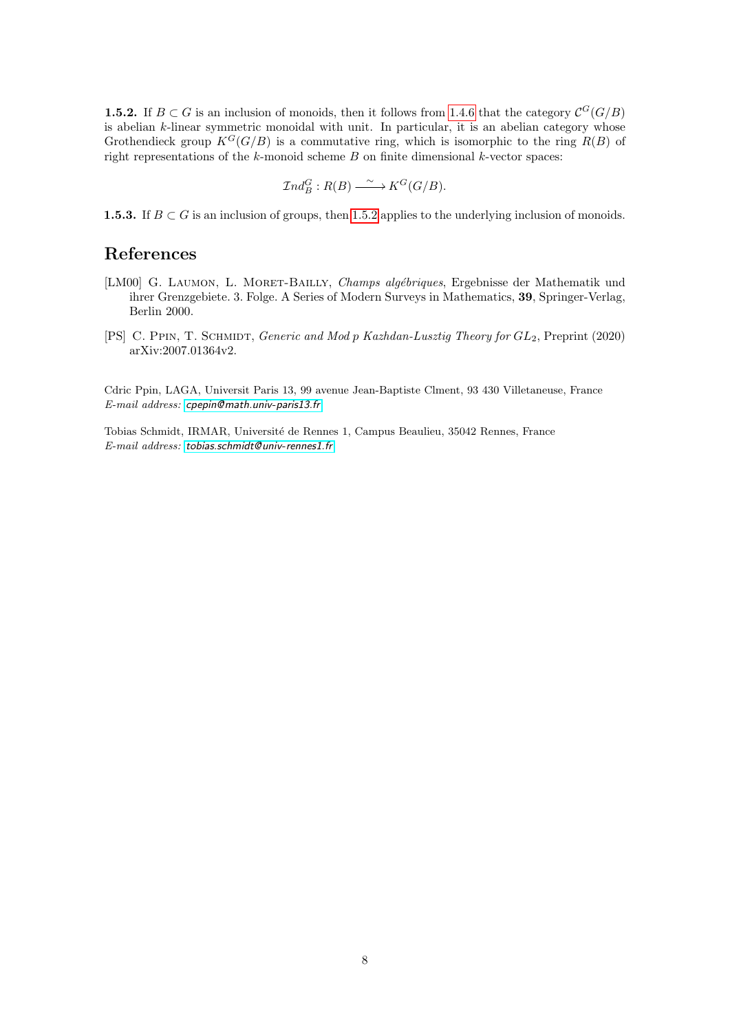**1.5.2.** If $B \subset G$ is an inclusion of monoids, then it follows from 1.4.6 that the category $\mathcal{C}^G(G/B)$ is abelian $k$-linear symmetric monoidal with unit. In particular, it is an abelian category whose Grothendieck group $K^G(G/B)$ is a commutative ring, which is isomorphic to the ring $R(B)$ of right representations of the $k$-monoid scheme $B$ on finite dimensional $k$-vector spaces:

$$\mathcal{I}nd_B^G : R(B) \xrightarrow{\sim} K^G(G/B).$$

**1.5.3.** If $B \subset G$ is an inclusion of groups, then 1.5.2 applies to the underlying inclusion of monoids.

## References

[LM00] G. Laumon, L. Moret-Bailly, *Champs algébriques*, Ergebnisse der Mathematik und ihrer Grenzgebiete. 3. Folge. A Series of Modern Surveys in Mathematics, **39**, Springer-Verlag, Berlin 2000.

[PS] C. Ppin, T. Schmidt, *Generic and Mod p Kazhdan-Lusztig Theory for* $GL_2$, Preprint (2020) arXiv:2007.01364v2.

Cdric Ppin, LAGA, Universit Paris 13, 99 avenue Jean-Baptiste Clment, 93 430 Villetaneuse, France
*E-mail address:* cpepin@math.univ-paris13.fr

Tobias Schmidt, IRMAR, Université de Rennes 1, Campus Beaulieu, 35042 Rennes, France
*E-mail address:* tobias.schmidt@univ-rennes1.fr